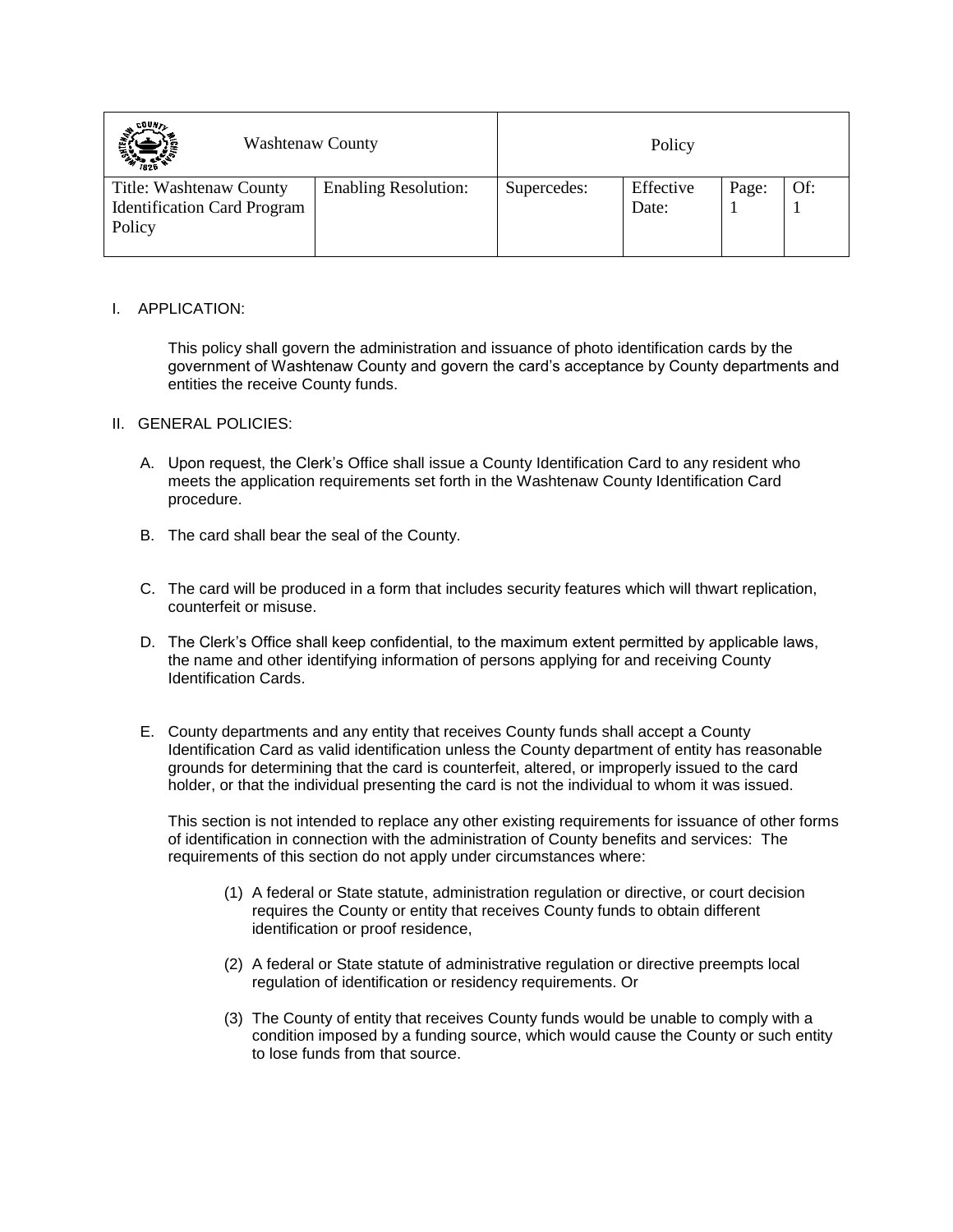| Washtenaw County | | Policy | | | |
|---|---|---|---|---|---|
| Title: Washtenaw County Identification Card Program Policy | Enabling Resolution: | Supercedes: | Effective Date: | Page: 1 | Of: 1 |

I. APPLICATION:

This policy shall govern the administration and issuance of photo identification cards by the government of Washtenaw County and govern the card's acceptance by County departments and entities the receive County funds.

II. GENERAL POLICIES:

A. Upon request, the Clerk's Office shall issue a County Identification Card to any resident who meets the application requirements set forth in the Washtenaw County Identification Card procedure.

B. The card shall bear the seal of the County.

C. The card will be produced in a form that includes security features which will thwart replication, counterfeit or misuse.

D. The Clerk's Office shall keep confidential, to the maximum extent permitted by applicable laws, the name and other identifying information of persons applying for and receiving County Identification Cards.

E. County departments and any entity that receives County funds shall accept a County Identification Card as valid identification unless the County department of entity has reasonable grounds for determining that the card is counterfeit, altered, or improperly issued to the card holder, or that the individual presenting the card is not the individual to whom it was issued.

This section is not intended to replace any other existing requirements for issuance of other forms of identification in connection with the administration of County benefits and services: The requirements of this section do not apply under circumstances where:

(1) A federal or State statute, administration regulation or directive, or court decision requires the County or entity that receives County funds to obtain different identification or proof residence,

(2) A federal or State statute of administrative regulation or directive preempts local regulation of identification or residency requirements. Or

(3) The County of entity that receives County funds would be unable to comply with a condition imposed by a funding source, which would cause the County or such entity to lose funds from that source.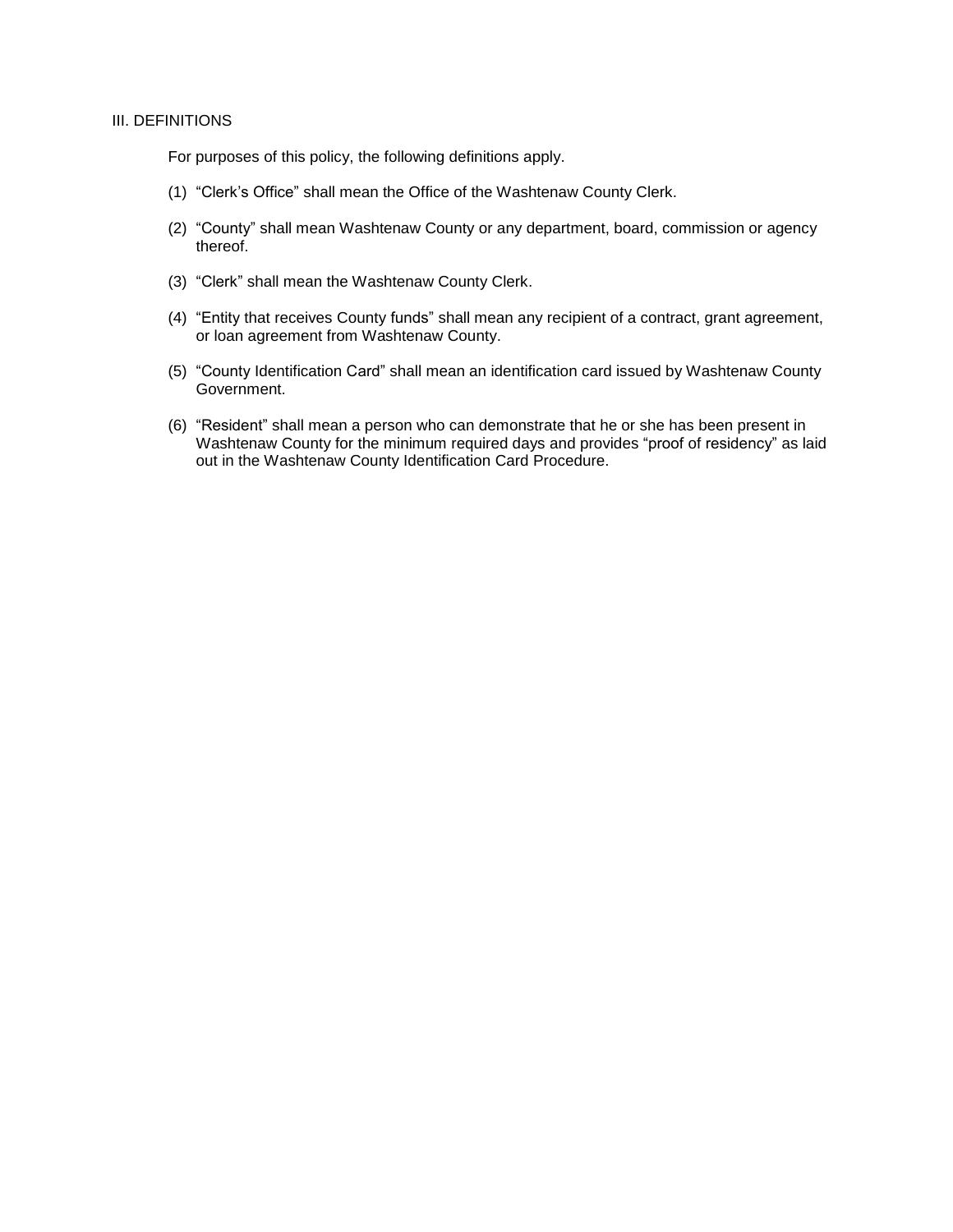## III. DEFINITIONS

For purposes of this policy, the following definitions apply.

(1) “Clerk’s Office” shall mean the Office of the Washtenaw County Clerk.

(2) “County” shall mean Washtenaw County or any department, board, commission or agency thereof.

(3) “Clerk” shall mean the Washtenaw County Clerk.

(4) “Entity that receives County funds” shall mean any recipient of a contract, grant agreement, or loan agreement from Washtenaw County.

(5) “County Identification Card” shall mean an identification card issued by Washtenaw County Government.

(6) “Resident” shall mean a person who can demonstrate that he or she has been present in Washtenaw County for the minimum required days and provides “proof of residency” as laid out in the Washtenaw County Identification Card Procedure.